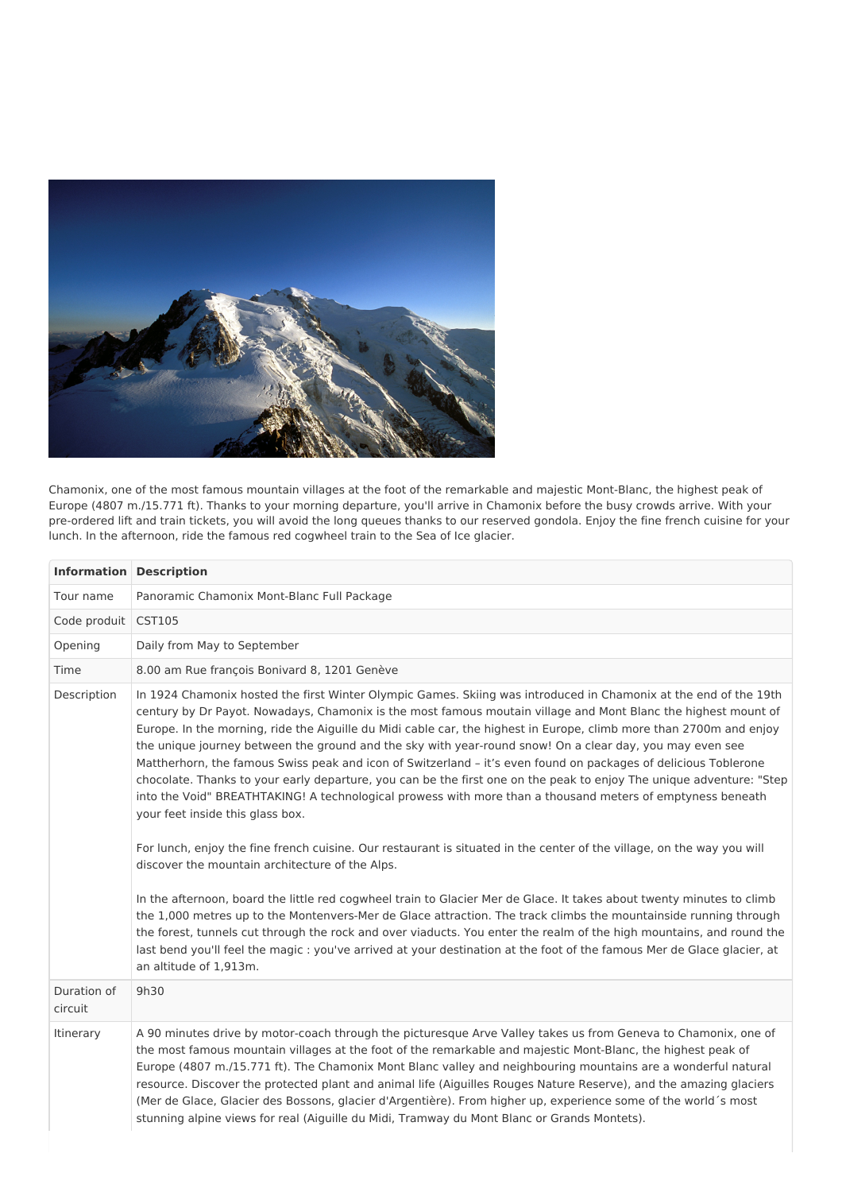Chamonix, one of the most famous mountain villages at the foot of the remarkable and majestic Mont-Blanc, the highest peak of Europe (4807 m./15.771 ft). Thanks to your morning departure, you'll arrive in Chamonix before the busy crowds arrive. With your pre-ordered lift and train tickets, you will avoid the long queues thanks to our reserved gondola. Enjoy the fine french cuisine for your lunch. In the afternoon, ride the famous red cogwheel train to the Sea of Ice glacier.

| Information | Description |
| --- | --- |
| Tour name | Panoramic Chamonix Mont-Blanc Full Package |
| Code produit | CST105 |
| Opening | Daily from May to September |
| Time | 8.00 am Rue françois Bonivard 8, 1201 Genève |
| Description | In 1924 Chamonix hosted the first Winter Olympic Games. Skiing was introduced in Chamonix at the end of the 19th century by Dr Payot. Nowadays, Chamonix is the most famous moutain village and Mont Blanc the highest mount of Europe. In the morning, ride the Aiguille du Midi cable car, the highest in Europe, climb more than 2700m and enjoy the unique journey between the ground and the sky with year-round snow! On a clear day, you may even see Mattherhorn, the famous Swiss peak and icon of Switzerland – it's even found on packages of delicious Toblerone chocolate. Thanks to your early departure, you can be the first one on the peak to enjoy The unique adventure: "Step into the Void" BREATHTAKING! A technological prowess with more than a thousand meters of emptyness beneath your feet inside this glass box.<br><br>For lunch, enjoy the fine french cuisine. Our restaurant is situated in the center of the village, on the way you will discover the mountain architecture of the Alps.<br><br>In the afternoon, board the little red cogwheel train to Glacier Mer de Glace. It takes about twenty minutes to climb the 1,000 metres up to the Montenvers-Mer de Glace attraction. The track climbs the mountainside running through the forest, tunnels cut through the rock and over viaducts. You enter the realm of the high mountains, and round the last bend you'll feel the magic : you've arrived at your destination at the foot of the famous Mer de Glace glacier, at an altitude of 1,913m. |
| Duration of circuit | 9h30 |
| Itinerary | A 90 minutes drive by motor-coach through the picturesque Arve Valley takes us from Geneva to Chamonix, one of the most famous mountain villages at the foot of the remarkable and majestic Mont-Blanc, the highest peak of Europe (4807 m./15.771 ft). The Chamonix Mont Blanc valley and neighbouring mountains are a wonderful natural resource. Discover the protected plant and animal life (Aiguilles Rouges Nature Reserve), and the amazing glaciers (Mer de Glace, Glacier des Bossons, glacier d'Argentière). From higher up, experience some of the world´s most stunning alpine views for real (Aiguille du Midi, Tramway du Mont Blanc or Grands Montets). |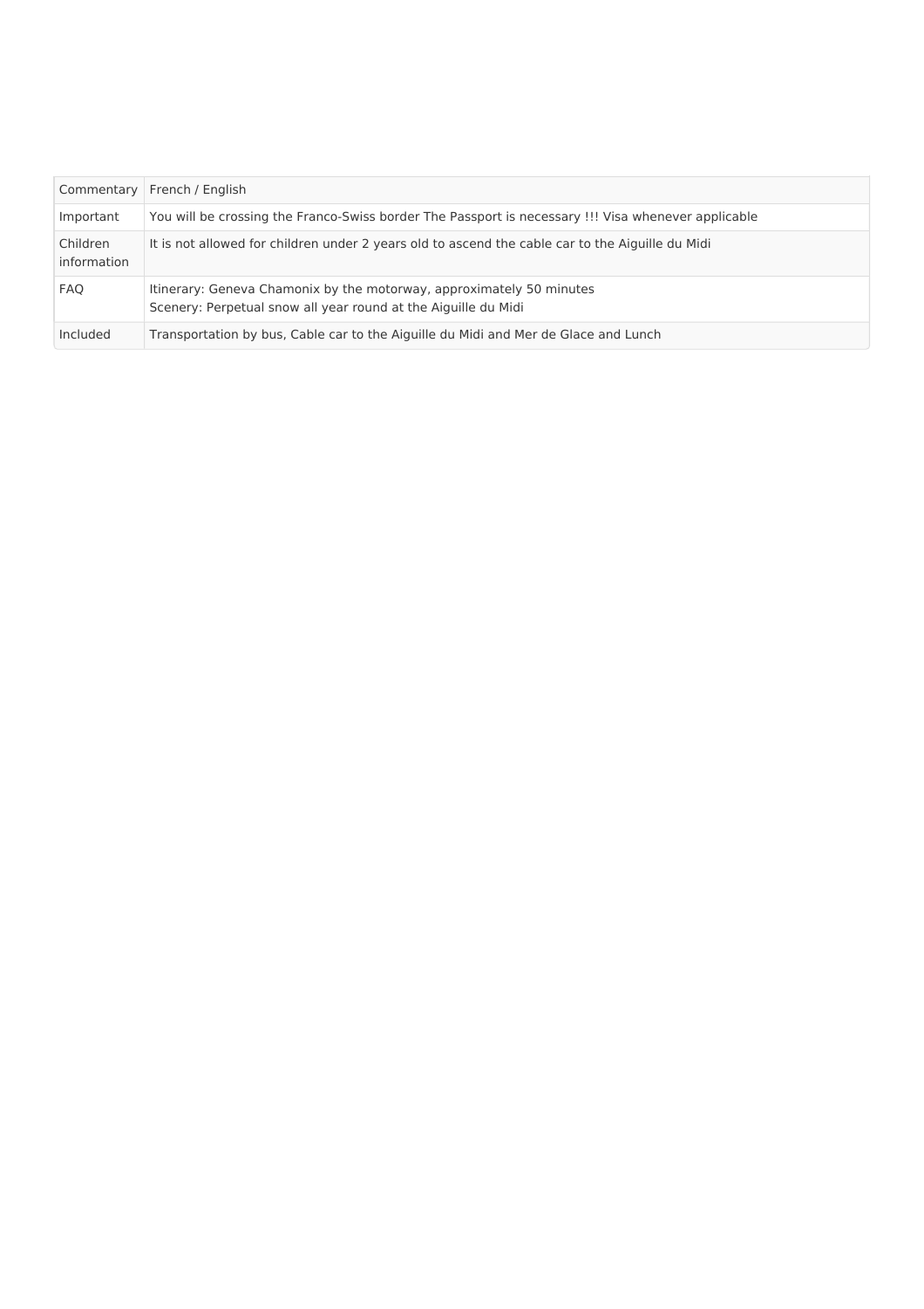| | |
|---|---|
| Commentary | French / English |
| Important | You will be crossing the Franco-Swiss border The Passport is necessary !!! Visa whenever applicable |
| Children information | It is not allowed for children under 2 years old to ascend the cable car to the Aiguille du Midi |
| FAQ | Itinerary: Geneva Chamonix by the motorway, approximately 50 minutes<br>Scenery: Perpetual snow all year round at the Aiguille du Midi |
| Included | Transportation by bus, Cable car to the Aiguille du Midi and Mer de Glace and Lunch |